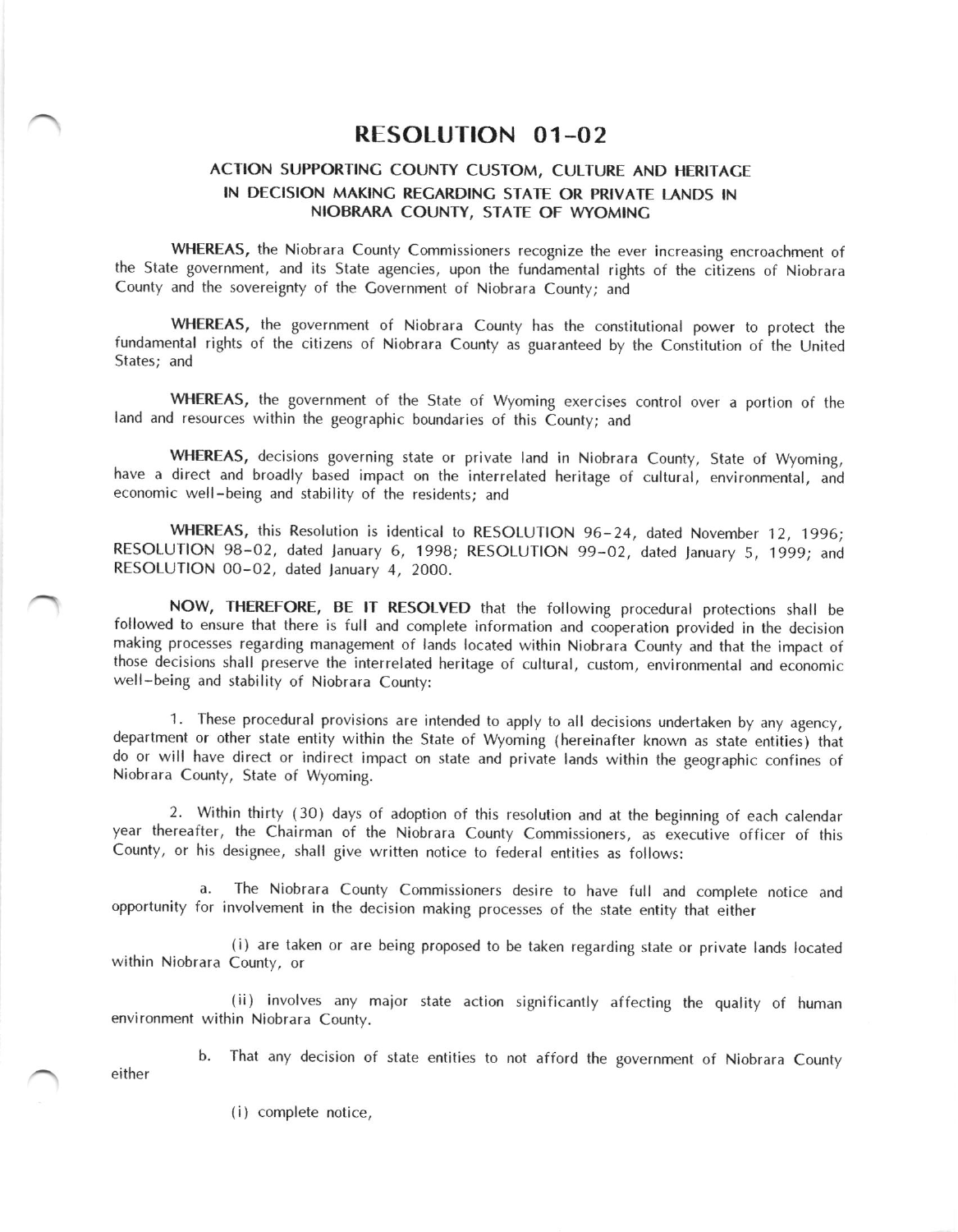# RESOLUTION 01-02

## ACTION SUPPORTING COUNTY CUSTOM, CULTURE AND HERITAGE IN DECISION MAKING REGARDING STATE OR PRIVATE LANDS IN NIOBRARA COUNTY, STATE OF WYOMING

**WHEREAS,** the Niobrara County Commissioners recognize the ever increasing encroachment of the State government, and its State agencies, upon the fundamental rights of the citizens of Niobrara County and the sovereignty of the Government of Niobrara County; and

**WHEREAS,** the government of Niobrara County has the constitutional power to protect the fundamental rights of the citizens of Niobrara County as guaranteed by the Constitution of the United States; and

**WHEREAS,** the government of the State of Wyoming exercises control over a portion of the land and resources within the geographic boundaries of this County; and

**WHEREAS,** decisions governing state or private land in Niobrara County, State of Wyoming, have a direct and broadly based impact on the interrelated heritage of cultural, environmental, and economic well-being and stability of the residents; and

**WHEREAS,** this Resolution is identical to RESOLUTION 96-24, dated November 12, 1996; RESOLUTION 98-02, dated January 6, 1998; RESOLUTION 99-02, dated January 5, 1999; and RESOLUTION 00-02, dated January 4, 2000.

**NOW, THEREFORE, BE IT RESOLVED** that the following procedural protections shall be followed to ensure that there is full and complete information and cooperation provided in the decision making processes regarding management of lands located within Niobrara County and that the impact of those decisions shall preserve the interrelated heritage of cultural, custom, environmental and economic well-being and stability of Niobrara County:

1. These procedural provisions are intended to apply to all decisions undertaken by any agency, department or other state entity within the State of Wyoming (hereinafter known as state entities) that do or will have direct or indirect impact on state and private lands within the geographic confines of Niobrara County, State of Wyoming.

2. Within thirty (30) days of adoption of this resolution and at the beginning of each calendar year thereafter, the Chairman of the Niobrara County Commissioners, as executive officer of this County, or his designee, shall give written notice to federal entities as follows:

   a. The Niobrara County Commissioners desire to have full and complete notice and opportunity for involvement in the decision making processes of the state entity that either

      (i) are taken or are being proposed to be taken regarding state or private lands located within Niobrara County, or

      (ii) involves any major state action significantly affecting the quality of human environment within Niobrara County.

   b. That any decision of state entities to not afford the government of Niobrara County either

      (i) complete notice,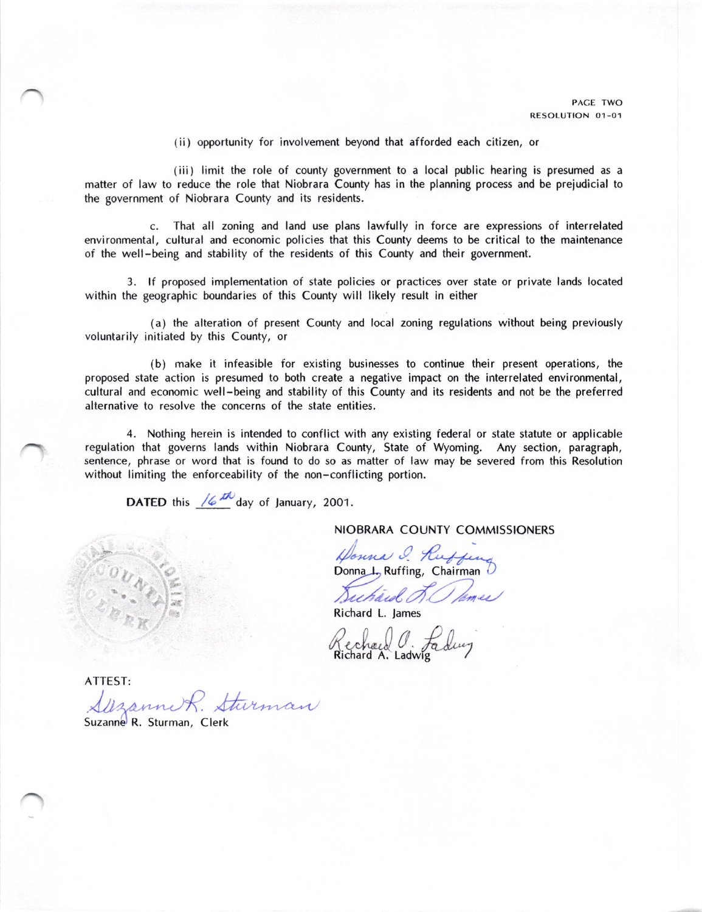(ii) opportunity for involvement beyond that afforded each citizen, or

(iii) limit the role of county government to a local public hearing is presumed as a matter of law to reduce the role that Niobrara County has in the planning process and be prejudicial to the government of Niobrara County and its residents.

c. That all zoning and land use plans lawfully in force are expressions of interrelated environmental, cultural and economic policies that this County deems to be critical to the maintenance of the well-being and stability of the residents of this County and their government.

3. If proposed implementation of state policies or practices over state or private lands located within the geographic boundaries of this County will likely result in either

(a) the alteration of present County and local zoning regulations without being previously voluntarily initiated by this County, or

(b) make it infeasible for existing businesses to continue their present operations, the proposed state action is presumed to both create a negative impact on the interrelated environmental, cultural and economic well-being and stability of this County and its residents and not be the preferred alternative to resolve the concerns of the state entities.

4. Nothing herein is intended to conflict with any existing federal or state statute or applicable regulation that governs lands within Niobrara County, State of Wyoming. Any section, paragraph, sentence, phrase or word that is found to do so as matter of law may be severed from this Resolution without limiting the enforceability of the non-conflicting portion.

**DATED** this 16th day of January, 2001.

NIOBRARA COUNTY COMMISSIONERS

Donna L. Ruffing, Chairman

Richard L. James

Richard A. Ladwig

ATTEST:

Suzanne R. Sturman, Clerk